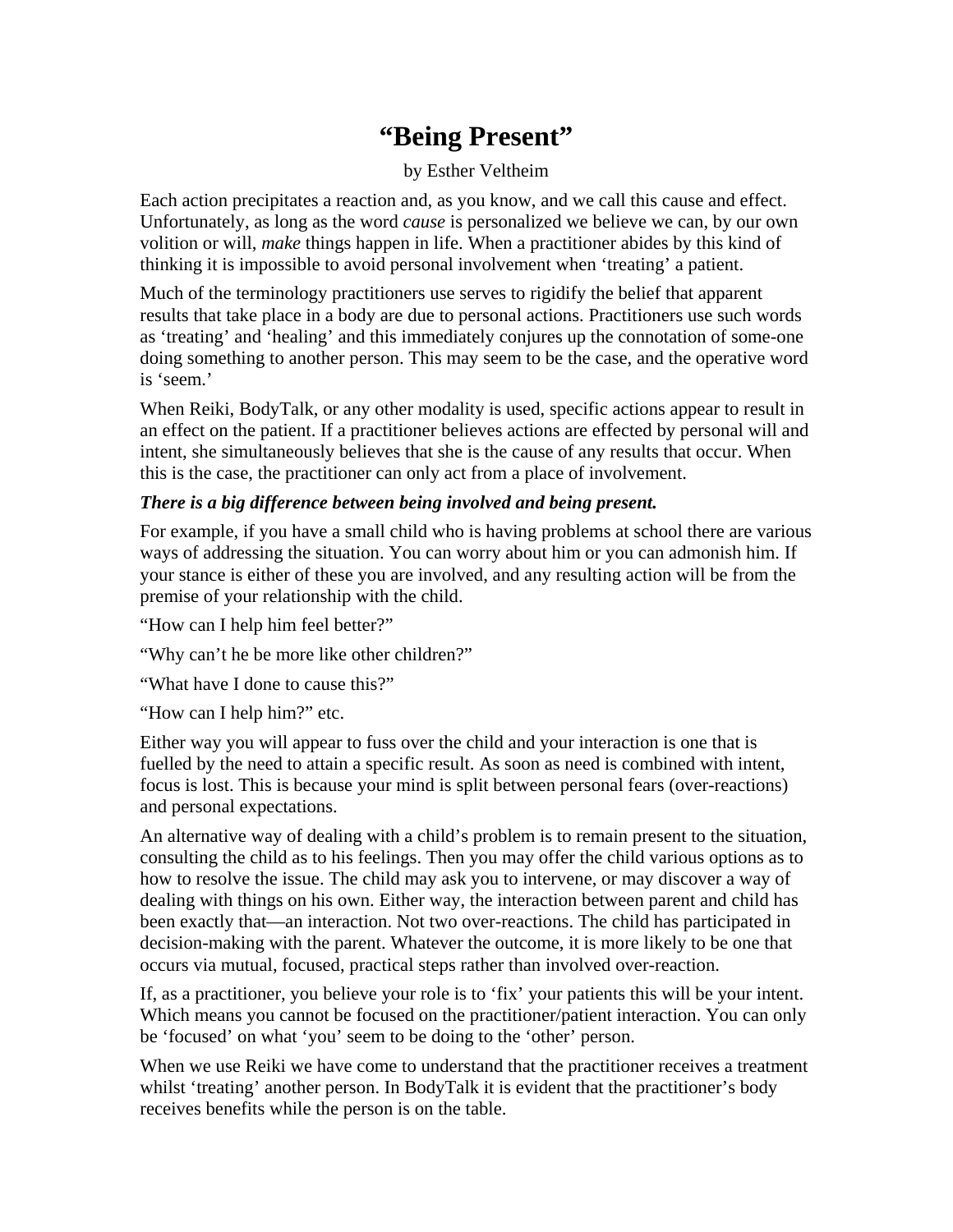# “Being Present”

by Esther Veltheim

Each action precipitates a reaction and, as you know, and we call this cause and effect. Unfortunately, as long as the word *cause* is personalized we believe we can, by our own volition or will, *make* things happen in life. When a practitioner abides by this kind of thinking it is impossible to avoid personal involvement when ‘treating’ a patient.

Much of the terminology practitioners use serves to rigidify the belief that apparent results that take place in a body are due to personal actions. Practitioners use such words as ‘treating’ and ‘healing’ and this immediately conjures up the connotation of some-one doing something to another person. This may seem to be the case, and the operative word is ‘seem.’

When Reiki, BodyTalk, or any other modality is used, specific actions appear to result in an effect on the patient. If a practitioner believes actions are effected by personal will and intent, she simultaneously believes that she is the cause of any results that occur. When this is the case, the practitioner can only act from a place of involvement.

***There is a big difference between being involved and being present.***

For example, if you have a small child who is having problems at school there are various ways of addressing the situation. You can worry about him or you can admonish him. If your stance is either of these you are involved, and any resulting action will be from the premise of your relationship with the child.

“How can I help him feel better?”

“Why can’t he be more like other children?”

“What have I done to cause this?”

“How can I help him?” etc.

Either way you will appear to fuss over the child and your interaction is one that is fuelled by the need to attain a specific result. As soon as need is combined with intent, focus is lost. This is because your mind is split between personal fears (over-reactions) and personal expectations.

An alternative way of dealing with a child’s problem is to remain present to the situation, consulting the child as to his feelings. Then you may offer the child various options as to how to resolve the issue. The child may ask you to intervene, or may discover a way of dealing with things on his own. Either way, the interaction between parent and child has been exactly that—an interaction. Not two over-reactions. The child has participated in decision-making with the parent. Whatever the outcome, it is more likely to be one that occurs via mutual, focused, practical steps rather than involved over-reaction.

If, as a practitioner, you believe your role is to ‘fix’ your patients this will be your intent. Which means you cannot be focused on the practitioner/patient interaction. You can only be ‘focused’ on what ‘you’ seem to be doing to the ‘other’ person.

When we use Reiki we have come to understand that the practitioner receives a treatment whilst ‘treating’ another person. In BodyTalk it is evident that the practitioner’s body receives benefits while the person is on the table.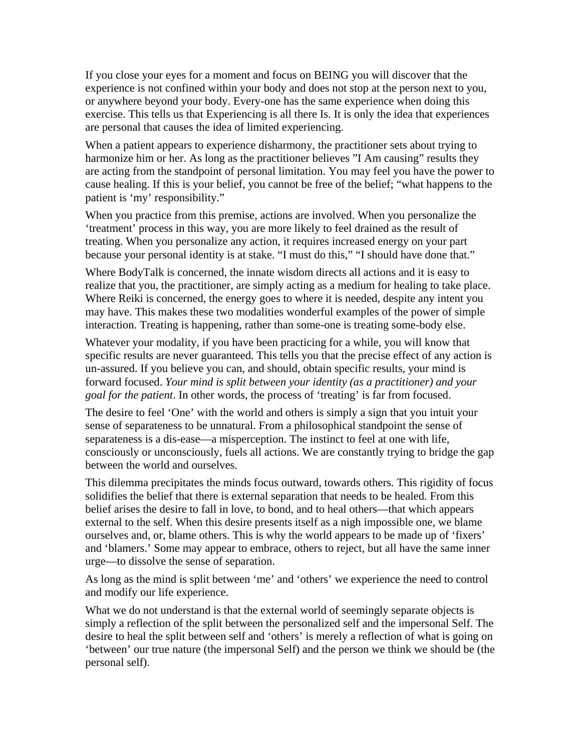If you close your eyes for a moment and focus on BEING you will discover that the experience is not confined within your body and does not stop at the person next to you, or anywhere beyond your body. Every-one has the same experience when doing this exercise. This tells us that Experiencing is all there Is. It is only the idea that experiences are personal that causes the idea of limited experiencing.

When a patient appears to experience disharmony, the practitioner sets about trying to harmonize him or her. As long as the practitioner believes "I Am causing" results they are acting from the standpoint of personal limitation. You may feel you have the power to cause healing. If this is your belief, you cannot be free of the belief; "what happens to the patient is 'my' responsibility."

When you practice from this premise, actions are involved. When you personalize the 'treatment' process in this way, you are more likely to feel drained as the result of treating. When you personalize any action, it requires increased energy on your part because your personal identity is at stake. "I must do this," "I should have done that."

Where BodyTalk is concerned, the innate wisdom directs all actions and it is easy to realize that you, the practitioner, are simply acting as a medium for healing to take place. Where Reiki is concerned, the energy goes to where it is needed, despite any intent you may have. This makes these two modalities wonderful examples of the power of simple interaction. Treating is happening, rather than some-one is treating some-body else.

Whatever your modality, if you have been practicing for a while, you will know that specific results are never guaranteed. This tells you that the precise effect of any action is un-assured. If you believe you can, and should, obtain specific results, your mind is forward focused. *Your mind is split between your identity (as a practitioner) and your goal for the patient*. In other words, the process of 'treating' is far from focused.

The desire to feel 'One' with the world and others is simply a sign that you intuit your sense of separateness to be unnatural. From a philosophical standpoint the sense of separateness is a dis-ease—a misperception. The instinct to feel at one with life, consciously or unconsciously, fuels all actions. We are constantly trying to bridge the gap between the world and ourselves.

This dilemma precipitates the minds focus outward, towards others. This rigidity of focus solidifies the belief that there is external separation that needs to be healed. From this belief arises the desire to fall in love, to bond, and to heal others—that which appears external to the self. When this desire presents itself as a nigh impossible one, we blame ourselves and, or, blame others. This is why the world appears to be made up of 'fixers' and 'blamers.' Some may appear to embrace, others to reject, but all have the same inner urge—to dissolve the sense of separation.

As long as the mind is split between 'me' and 'others' we experience the need to control and modify our life experience.

What we do not understand is that the external world of seemingly separate objects is simply a reflection of the split between the personalized self and the impersonal Self. The desire to heal the split between self and 'others' is merely a reflection of what is going on 'between' our true nature (the impersonal Self) and the person we think we should be (the personal self).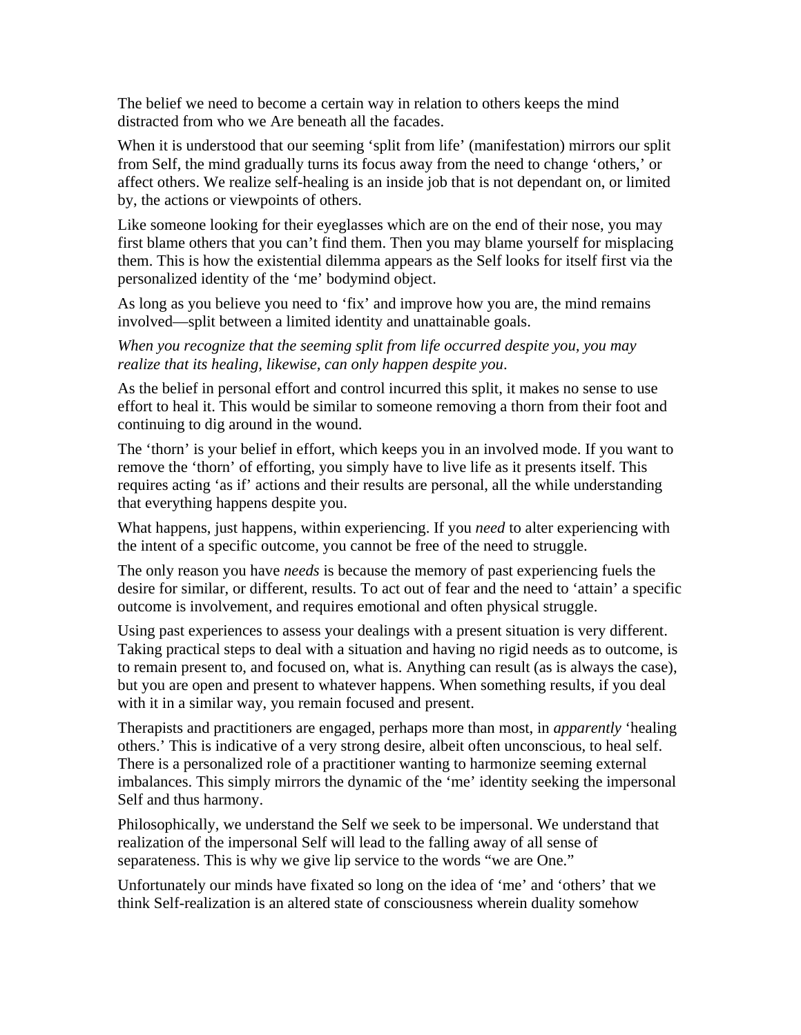The belief we need to become a certain way in relation to others keeps the mind distracted from who we Are beneath all the facades.

When it is understood that our seeming 'split from life' (manifestation) mirrors our split from Self, the mind gradually turns its focus away from the need to change 'others,' or affect others. We realize self-healing is an inside job that is not dependant on, or limited by, the actions or viewpoints of others.

Like someone looking for their eyeglasses which are on the end of their nose, you may first blame others that you can't find them. Then you may blame yourself for misplacing them. This is how the existential dilemma appears as the Self looks for itself first via the personalized identity of the 'me' bodymind object.

As long as you believe you need to 'fix' and improve how you are, the mind remains involved—split between a limited identity and unattainable goals.

*When you recognize that the seeming split from life occurred despite you, you may realize that its healing, likewise, can only happen despite you*.

As the belief in personal effort and control incurred this split, it makes no sense to use effort to heal it. This would be similar to someone removing a thorn from their foot and continuing to dig around in the wound.

The 'thorn' is your belief in effort, which keeps you in an involved mode. If you want to remove the 'thorn' of efforting, you simply have to live life as it presents itself. This requires acting 'as if' actions and their results are personal, all the while understanding that everything happens despite you.

What happens, just happens, within experiencing. If you *need* to alter experiencing with the intent of a specific outcome, you cannot be free of the need to struggle.

The only reason you have *needs* is because the memory of past experiencing fuels the desire for similar, or different, results. To act out of fear and the need to 'attain' a specific outcome is involvement, and requires emotional and often physical struggle.

Using past experiences to assess your dealings with a present situation is very different. Taking practical steps to deal with a situation and having no rigid needs as to outcome, is to remain present to, and focused on, what is. Anything can result (as is always the case), but you are open and present to whatever happens. When something results, if you deal with it in a similar way, you remain focused and present.

Therapists and practitioners are engaged, perhaps more than most, in *apparently* 'healing others.' This is indicative of a very strong desire, albeit often unconscious, to heal self. There is a personalized role of a practitioner wanting to harmonize seeming external imbalances. This simply mirrors the dynamic of the 'me' identity seeking the impersonal Self and thus harmony.

Philosophically, we understand the Self we seek to be impersonal. We understand that realization of the impersonal Self will lead to the falling away of all sense of separateness. This is why we give lip service to the words "we are One."

Unfortunately our minds have fixated so long on the idea of 'me' and 'others' that we think Self-realization is an altered state of consciousness wherein duality somehow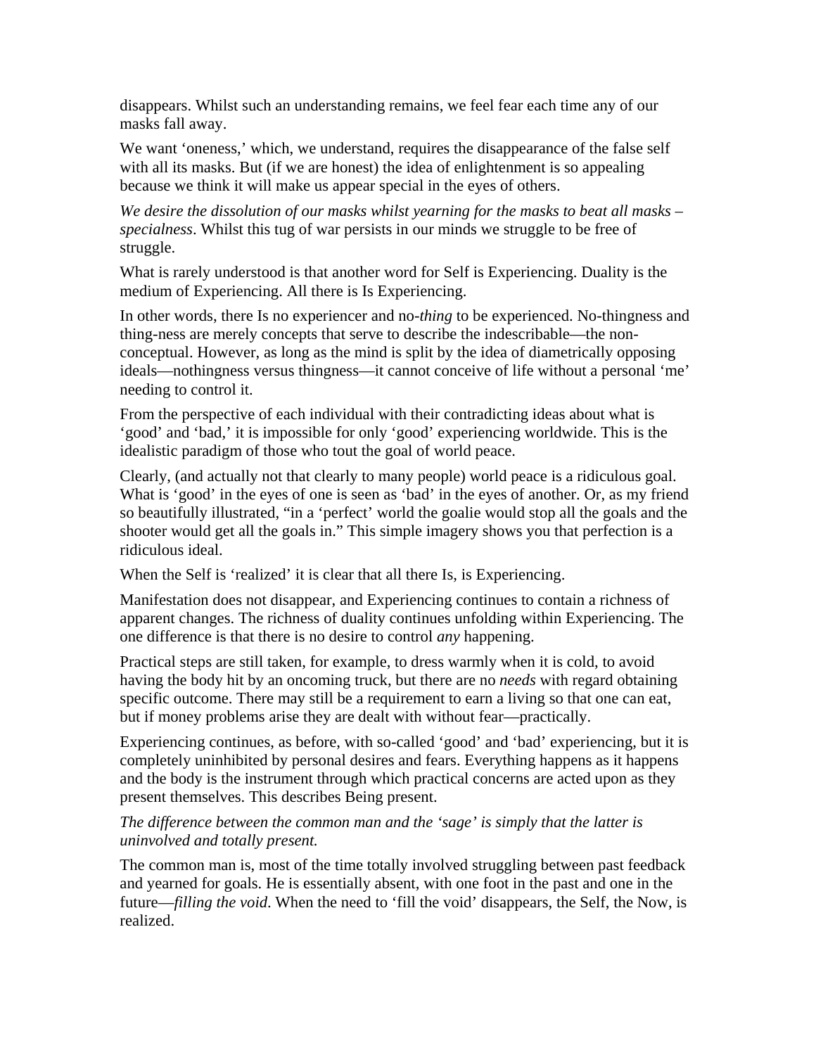disappears. Whilst such an understanding remains, we feel fear each time any of our masks fall away.

We want 'oneness,' which, we understand, requires the disappearance of the false self with all its masks. But (if we are honest) the idea of enlightenment is so appealing because we think it will make us appear special in the eyes of others.

*We desire the dissolution of our masks whilst yearning for the masks to beat all masks – specialness*. Whilst this tug of war persists in our minds we struggle to be free of struggle.

What is rarely understood is that another word for Self is Experiencing. Duality is the medium of Experiencing. All there is Is Experiencing.

In other words, there Is no experiencer and no-*thing* to be experienced. No-thingness and thing-ness are merely concepts that serve to describe the indescribable—the non-conceptual. However, as long as the mind is split by the idea of diametrically opposing ideals—nothingness versus thingness—it cannot conceive of life without a personal 'me' needing to control it.

From the perspective of each individual with their contradicting ideas about what is 'good' and 'bad,' it is impossible for only 'good' experiencing worldwide. This is the idealistic paradigm of those who tout the goal of world peace.

Clearly, (and actually not that clearly to many people) world peace is a ridiculous goal. What is 'good' in the eyes of one is seen as 'bad' in the eyes of another. Or, as my friend so beautifully illustrated, "in a 'perfect' world the goalie would stop all the goals and the shooter would get all the goals in." This simple imagery shows you that perfection is a ridiculous ideal.

When the Self is 'realized' it is clear that all there Is, is Experiencing.

Manifestation does not disappear, and Experiencing continues to contain a richness of apparent changes. The richness of duality continues unfolding within Experiencing. The one difference is that there is no desire to control *any* happening.

Practical steps are still taken, for example, to dress warmly when it is cold, to avoid having the body hit by an oncoming truck, but there are no *needs* with regard obtaining specific outcome. There may still be a requirement to earn a living so that one can eat, but if money problems arise they are dealt with without fear—practically.

Experiencing continues, as before, with so-called 'good' and 'bad' experiencing, but it is completely uninhibited by personal desires and fears. Everything happens as it happens and the body is the instrument through which practical concerns are acted upon as they present themselves. This describes Being present.

*The difference between the common man and the 'sage' is simply that the latter is uninvolved and totally present.*

The common man is, most of the time totally involved struggling between past feedback and yearned for goals. He is essentially absent, with one foot in the past and one in the future—*filling the void*. When the need to 'fill the void' disappears, the Self, the Now, is realized.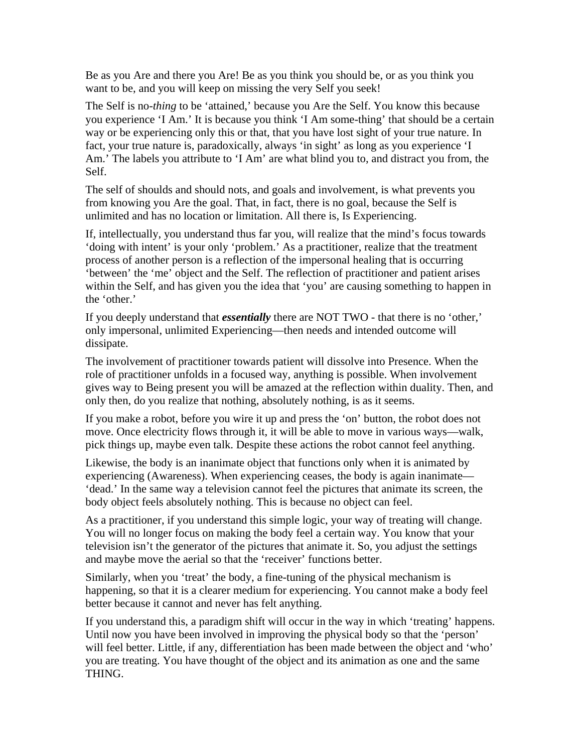Be as you Are and there you Are! Be as you think you should be, or as you think you want to be, and you will keep on missing the very Self you seek!

The Self is no-*thing* to be 'attained,' because you Are the Self. You know this because you experience 'I Am.' It is because you think 'I Am some-thing' that should be a certain way or be experiencing only this or that, that you have lost sight of your true nature. In fact, your true nature is, paradoxically, always 'in sight' as long as you experience 'I Am.' The labels you attribute to 'I Am' are what blind you to, and distract you from, the Self.

The self of shoulds and should nots, and goals and involvement, is what prevents you from knowing you Are the goal. That, in fact, there is no goal, because the Self is unlimited and has no location or limitation. All there is, Is Experiencing.

If, intellectually, you understand thus far you, will realize that the mind's focus towards 'doing with intent' is your only 'problem.' As a practitioner, realize that the treatment process of another person is a reflection of the impersonal healing that is occurring 'between' the 'me' object and the Self. The reflection of practitioner and patient arises within the Self, and has given you the idea that 'you' are causing something to happen in the 'other.'

If you deeply understand that ***essentially*** there are NOT TWO - that there is no 'other,' only impersonal, unlimited Experiencing—then needs and intended outcome will dissipate.

The involvement of practitioner towards patient will dissolve into Presence. When the role of practitioner unfolds in a focused way, anything is possible. When involvement gives way to Being present you will be amazed at the reflection within duality. Then, and only then, do you realize that nothing, absolutely nothing, is as it seems.

If you make a robot, before you wire it up and press the 'on' button, the robot does not move. Once electricity flows through it, it will be able to move in various ways—walk, pick things up, maybe even talk. Despite these actions the robot cannot feel anything.

Likewise, the body is an inanimate object that functions only when it is animated by experiencing (Awareness). When experiencing ceases, the body is again inanimate—'dead.' In the same way a television cannot feel the pictures that animate its screen, the body object feels absolutely nothing. This is because no object can feel.

As a practitioner, if you understand this simple logic, your way of treating will change. You will no longer focus on making the body feel a certain way. You know that your television isn't the generator of the pictures that animate it. So, you adjust the settings and maybe move the aerial so that the 'receiver' functions better.

Similarly, when you 'treat' the body, a fine-tuning of the physical mechanism is happening, so that it is a clearer medium for experiencing. You cannot make a body feel better because it cannot and never has felt anything.

If you understand this, a paradigm shift will occur in the way in which 'treating' happens. Until now you have been involved in improving the physical body so that the 'person' will feel better. Little, if any, differentiation has been made between the object and 'who' you are treating. You have thought of the object and its animation as one and the same THING.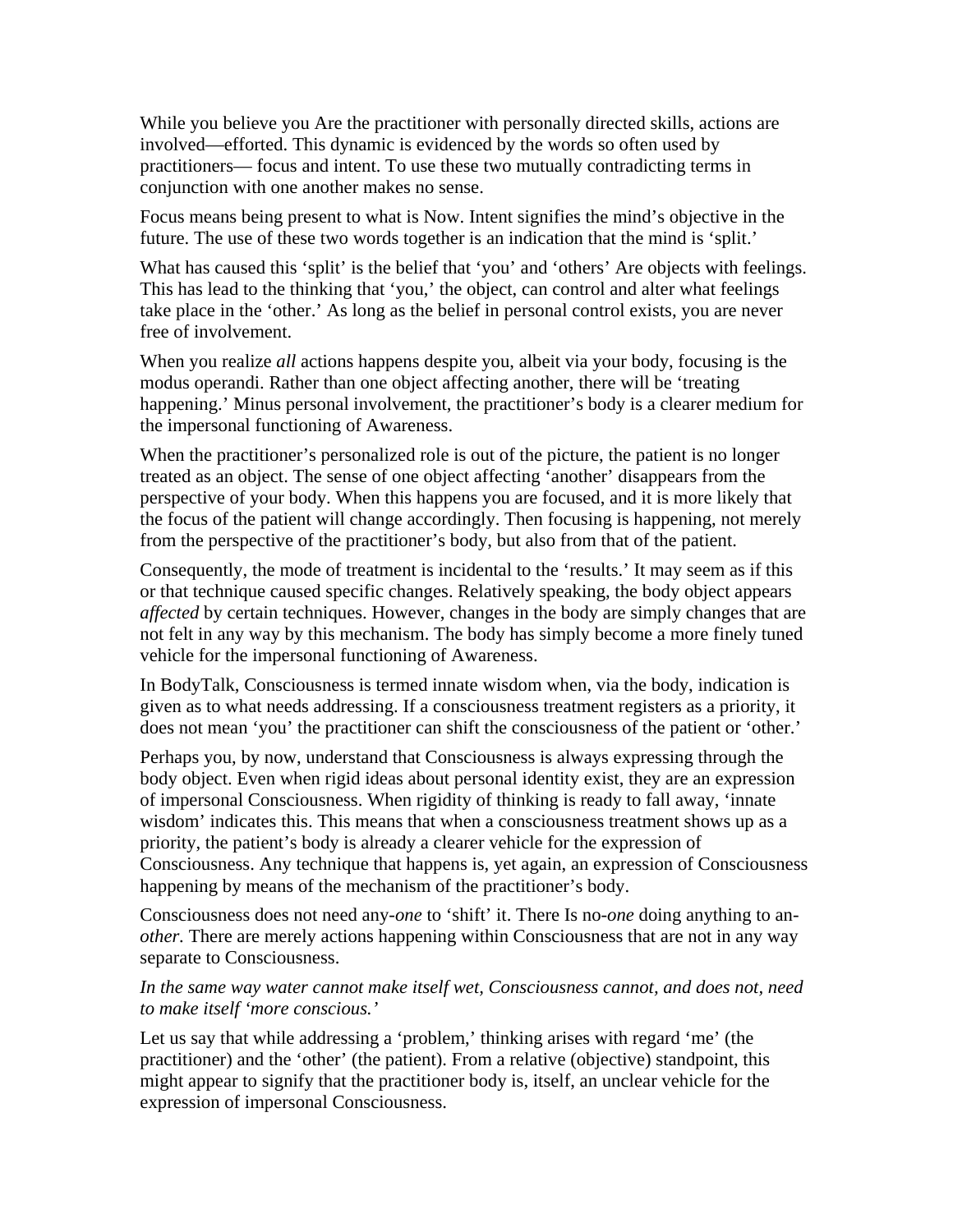While you believe you Are the practitioner with personally directed skills, actions are involved—efforted. This dynamic is evidenced by the words so often used by practitioners— focus and intent. To use these two mutually contradicting terms in conjunction with one another makes no sense.

Focus means being present to what is Now. Intent signifies the mind's objective in the future. The use of these two words together is an indication that the mind is 'split.'

What has caused this 'split' is the belief that 'you' and 'others' Are objects with feelings. This has lead to the thinking that 'you,' the object, can control and alter what feelings take place in the 'other.' As long as the belief in personal control exists, you are never free of involvement.

When you realize *all* actions happens despite you, albeit via your body, focusing is the modus operandi. Rather than one object affecting another, there will be 'treating happening.' Minus personal involvement, the practitioner's body is a clearer medium for the impersonal functioning of Awareness.

When the practitioner's personalized role is out of the picture, the patient is no longer treated as an object. The sense of one object affecting 'another' disappears from the perspective of your body. When this happens you are focused, and it is more likely that the focus of the patient will change accordingly. Then focusing is happening, not merely from the perspective of the practitioner's body, but also from that of the patient.

Consequently, the mode of treatment is incidental to the 'results.' It may seem as if this or that technique caused specific changes. Relatively speaking, the body object appears *affected* by certain techniques. However, changes in the body are simply changes that are not felt in any way by this mechanism. The body has simply become a more finely tuned vehicle for the impersonal functioning of Awareness.

In BodyTalk, Consciousness is termed innate wisdom when, via the body, indication is given as to what needs addressing. If a consciousness treatment registers as a priority, it does not mean 'you' the practitioner can shift the consciousness of the patient or 'other.'

Perhaps you, by now, understand that Consciousness is always expressing through the body object. Even when rigid ideas about personal identity exist, they are an expression of impersonal Consciousness. When rigidity of thinking is ready to fall away, 'innate wisdom' indicates this. This means that when a consciousness treatment shows up as a priority, the patient's body is already a clearer vehicle for the expression of Consciousness. Any technique that happens is, yet again, an expression of Consciousness happening by means of the mechanism of the practitioner's body.

Consciousness does not need any-*one* to 'shift' it. There Is no-*one* doing anything to an-*other*. There are merely actions happening within Consciousness that are not in any way separate to Consciousness.

*In the same way water cannot make itself wet, Consciousness cannot, and does not, need to make itself 'more conscious.'*

Let us say that while addressing a 'problem,' thinking arises with regard 'me' (the practitioner) and the 'other' (the patient). From a relative (objective) standpoint, this might appear to signify that the practitioner body is, itself, an unclear vehicle for the expression of impersonal Consciousness.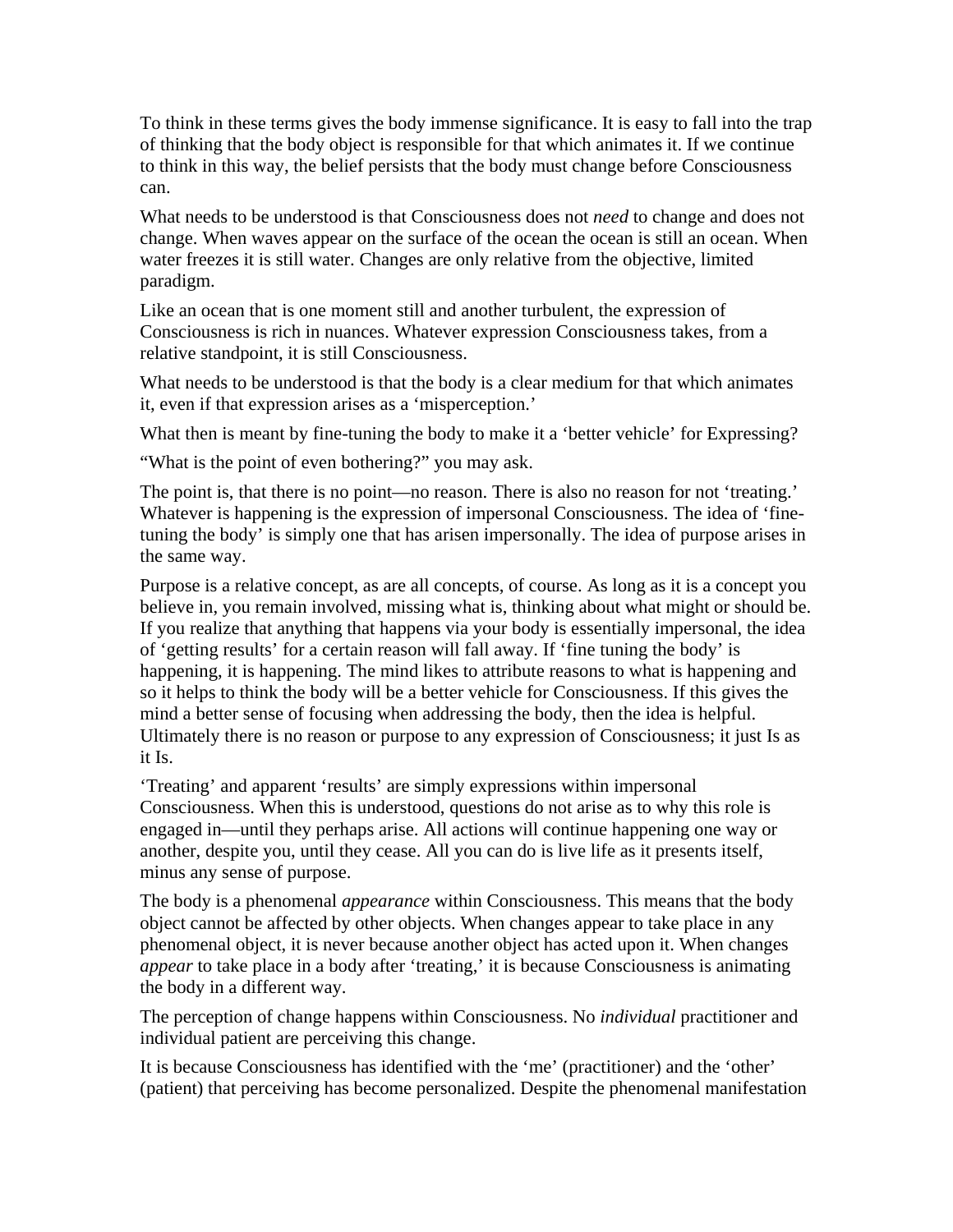To think in these terms gives the body immense significance. It is easy to fall into the trap of thinking that the body object is responsible for that which animates it. If we continue to think in this way, the belief persists that the body must change before Consciousness can.

What needs to be understood is that Consciousness does not *need* to change and does not change. When waves appear on the surface of the ocean the ocean is still an ocean. When water freezes it is still water. Changes are only relative from the objective, limited paradigm.

Like an ocean that is one moment still and another turbulent, the expression of Consciousness is rich in nuances. Whatever expression Consciousness takes, from a relative standpoint, it is still Consciousness.

What needs to be understood is that the body is a clear medium for that which animates it, even if that expression arises as a 'misperception.'

What then is meant by fine-tuning the body to make it a 'better vehicle' for Expressing?

"What is the point of even bothering?" you may ask.

The point is, that there is no point—no reason. There is also no reason for not 'treating.' Whatever is happening is the expression of impersonal Consciousness. The idea of 'fine-tuning the body' is simply one that has arisen impersonally. The idea of purpose arises in the same way.

Purpose is a relative concept, as are all concepts, of course. As long as it is a concept you believe in, you remain involved, missing what is, thinking about what might or should be. If you realize that anything that happens via your body is essentially impersonal, the idea of 'getting results' for a certain reason will fall away. If 'fine tuning the body' is happening, it is happening. The mind likes to attribute reasons to what is happening and so it helps to think the body will be a better vehicle for Consciousness. If this gives the mind a better sense of focusing when addressing the body, then the idea is helpful. Ultimately there is no reason or purpose to any expression of Consciousness; it just Is as it Is.

'Treating' and apparent 'results' are simply expressions within impersonal Consciousness. When this is understood, questions do not arise as to why this role is engaged in—until they perhaps arise. All actions will continue happening one way or another, despite you, until they cease. All you can do is live life as it presents itself, minus any sense of purpose.

The body is a phenomenal *appearance* within Consciousness. This means that the body object cannot be affected by other objects. When changes appear to take place in any phenomenal object, it is never because another object has acted upon it. When changes *appear* to take place in a body after 'treating,' it is because Consciousness is animating the body in a different way.

The perception of change happens within Consciousness. No *individual* practitioner and individual patient are perceiving this change.

It is because Consciousness has identified with the 'me' (practitioner) and the 'other' (patient) that perceiving has become personalized. Despite the phenomenal manifestation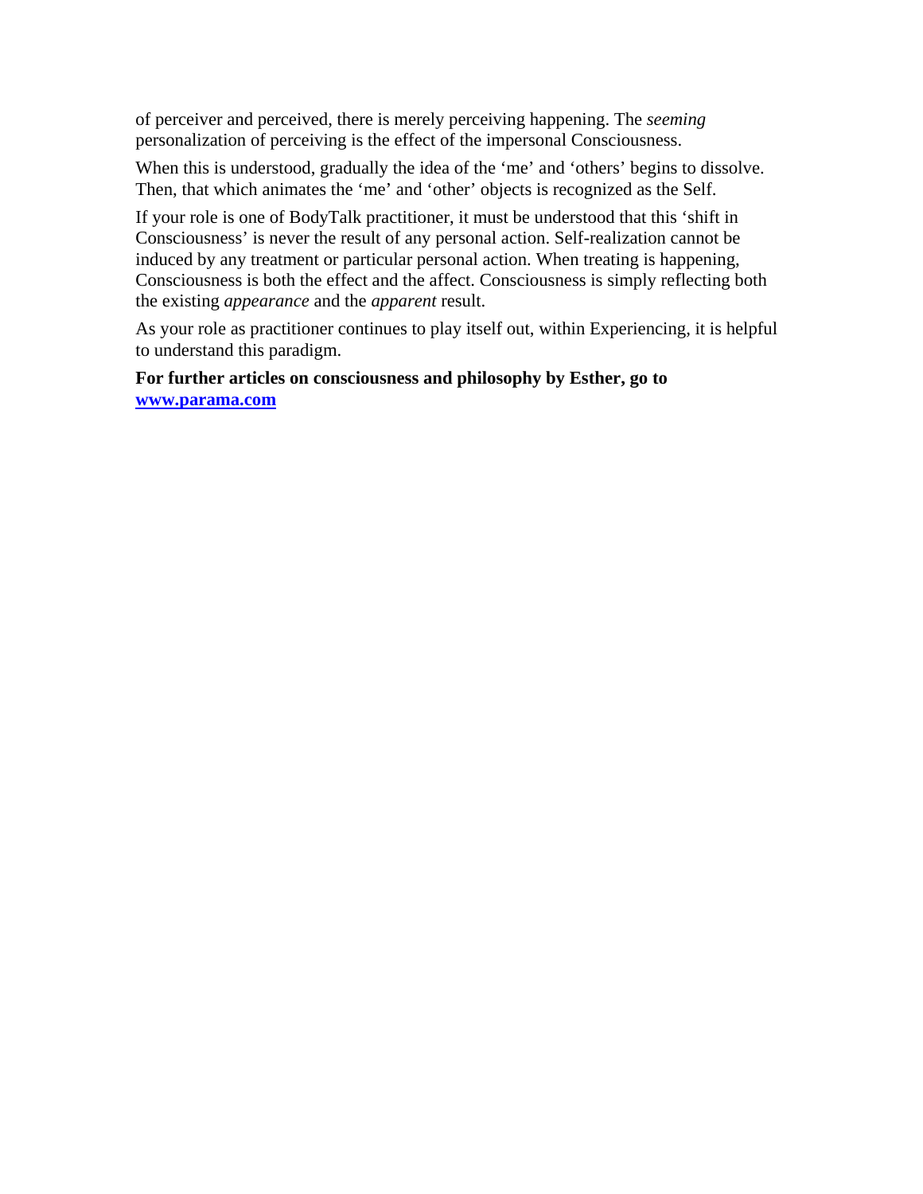of perceiver and perceived, there is merely perceiving happening. The *seeming* personalization of perceiving is the effect of the impersonal Consciousness.

When this is understood, gradually the idea of the 'me' and 'others' begins to dissolve. Then, that which animates the 'me' and 'other' objects is recognized as the Self.

If your role is one of BodyTalk practitioner, it must be understood that this 'shift in Consciousness' is never the result of any personal action. Self-realization cannot be induced by any treatment or particular personal action. When treating is happening, Consciousness is both the effect and the affect. Consciousness is simply reflecting both the existing *appearance* and the *apparent* result.

As your role as practitioner continues to play itself out, within Experiencing, it is helpful to understand this paradigm.

**For further articles on consciousness and philosophy by Esther, go to [www.parama.com](http://www.parama.com)**